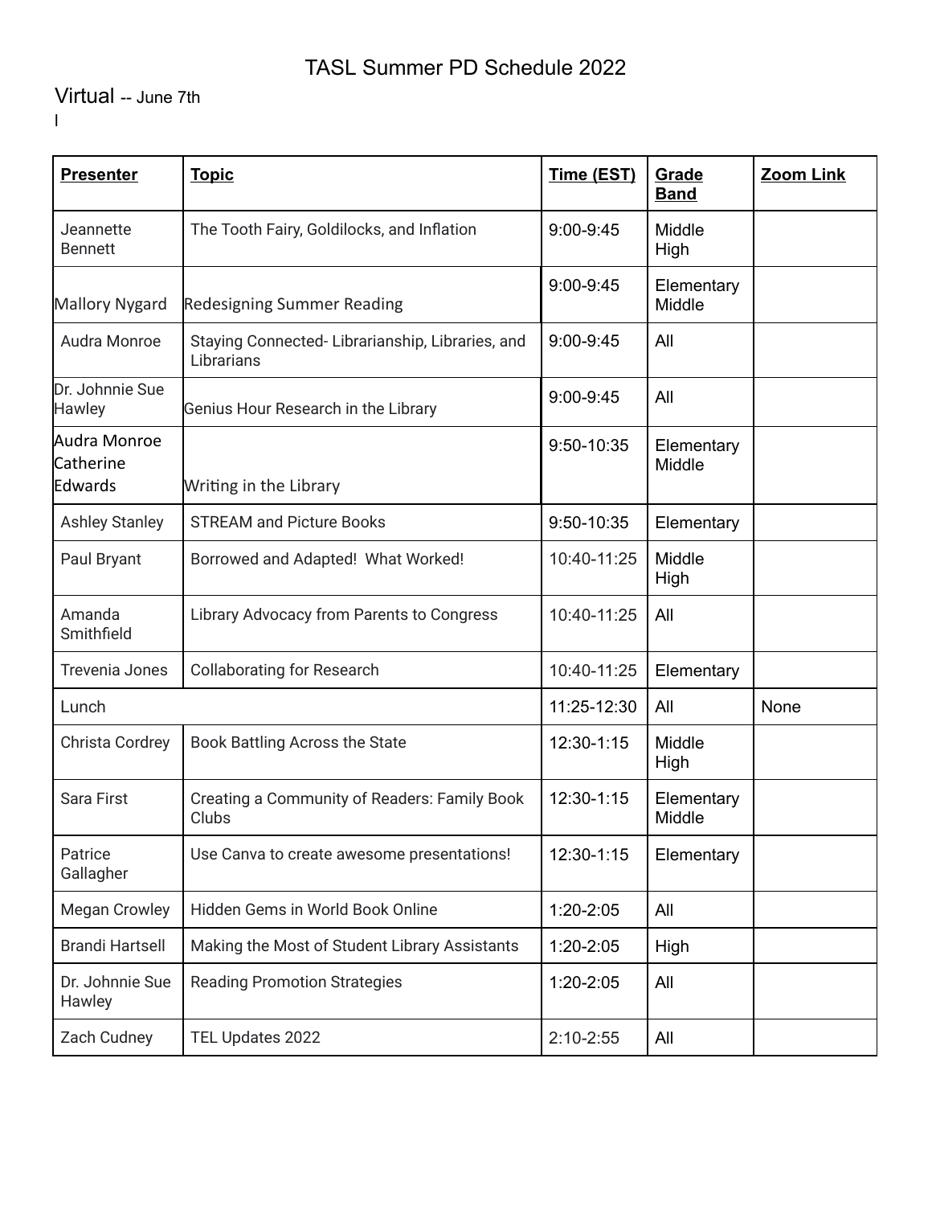# TASL Summer PD Schedule 2022

## Virtual -- June 7th

l

| **Presenter** | **Topic** | **Time (EST)** | **Grade Band** | **Zoom Link** |
|---|---|---|---|---|
| Jeannette Bennett | The Tooth Fairy, Goldilocks, and Inflation | 9:00-9:45 | Middle High | |
| Mallory Nygard | Redesigning Summer Reading | 9:00-9:45 | Elementary Middle | |
| Audra Monroe | Staying Connected- Librarianship, Libraries, and Librarians | 9:00-9:45 | All | |
| Dr. Johnnie Sue Hawley | Genius Hour Research in the Library | 9:00-9:45 | All | |
| Audra Monroe Catherine Edwards | Writing in the Library | 9:50-10:35 | Elementary Middle | |
| Ashley Stanley | STREAM and Picture Books | 9:50-10:35 | Elementary | |
| Paul Bryant | Borrowed and Adapted! What Worked! | 10:40-11:25 | Middle High | |
| Amanda Smithfield | Library Advocacy from Parents to Congress | 10:40-11:25 | All | |
| Trevenia Jones | Collaborating for Research | 10:40-11:25 | Elementary | |
| Lunch | | 11:25-12:30 | All | None |
| Christa Cordrey | Book Battling Across the State | 12:30-1:15 | Middle High | |
| Sara First | Creating a Community of Readers: Family Book Clubs | 12:30-1:15 | Elementary Middle | |
| Patrice Gallagher | Use Canva to create awesome presentations! | 12:30-1:15 | Elementary | |
| Megan Crowley | Hidden Gems in World Book Online | 1:20-2:05 | All | |
| Brandi Hartsell | Making the Most of Student Library Assistants | 1:20-2:05 | High | |
| Dr. Johnnie Sue Hawley | Reading Promotion Strategies | 1:20-2:05 | All | |
| Zach Cudney | TEL Updates 2022 | 2:10-2:55 | All | |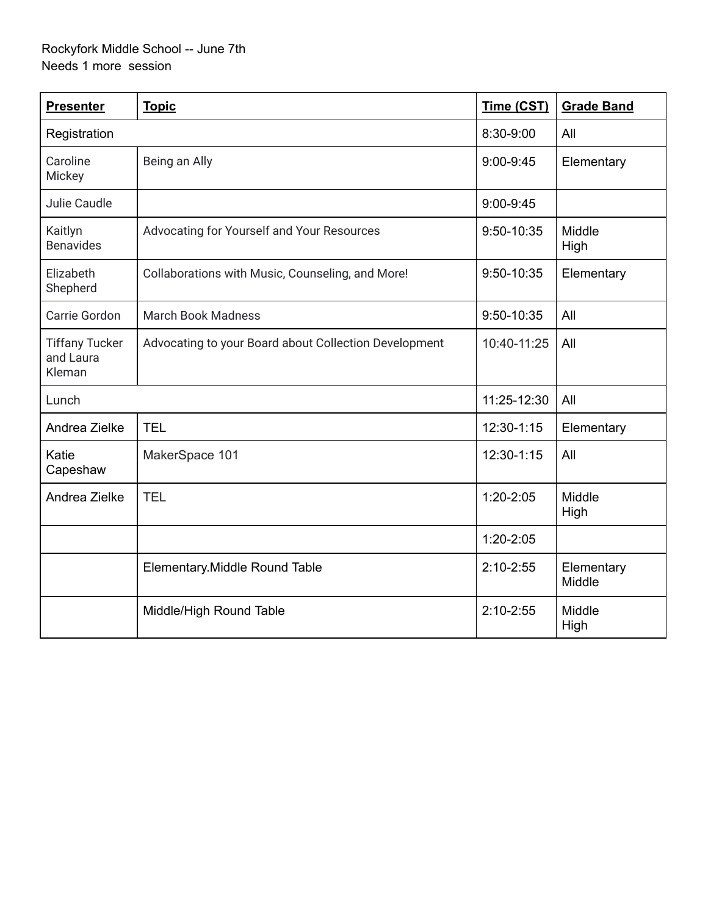Rockyfork Middle School -- June 7th
Needs 1 more session

| **Presenter** | **Topic** | **Time (CST)** | **Grade Band** |
| --- | --- | --- | --- |
| Registration | | 8:30-9:00 | All |
| Caroline Mickey | Being an Ally | 9:00-9:45 | Elementary |
| Julie Caudle | | 9:00-9:45 | |
| Kaitlyn Benavides | Advocating for Yourself and Your Resources | 9:50-10:35 | Middle High |
| Elizabeth Shepherd | Collaborations with Music, Counseling, and More! | 9:50-10:35 | Elementary |
| Carrie Gordon | March Book Madness | 9:50-10:35 | All |
| Tiffany Tucker and Laura Kleman | Advocating to your Board about Collection Development | 10:40-11:25 | All |
| Lunch | | 11:25-12:30 | All |
| Andrea Zielke | TEL | 12:30-1:15 | Elementary |
| Katie Capeshaw | MakerSpace 101 | 12:30-1:15 | All |
| Andrea Zielke | TEL | 1:20-2:05 | Middle High |
| | | 1:20-2:05 | |
| | Elementary.Middle Round Table | 2:10-2:55 | Elementary Middle |
| | Middle/High Round Table | 2:10-2:55 | Middle High |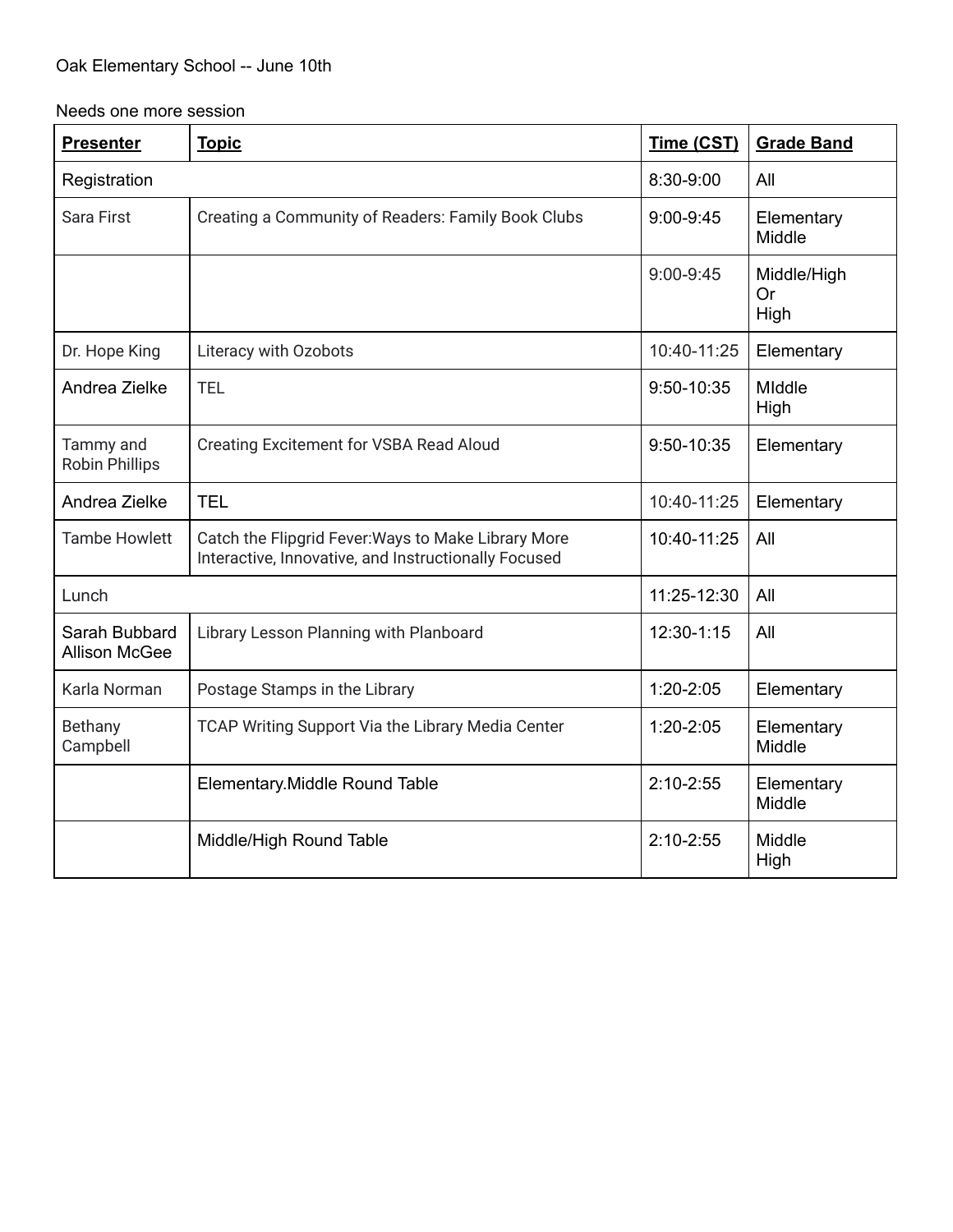Oak Elementary School -- June 10th

Needs one more session

| **Presenter** | **Topic** | **Time (CST)** | **Grade Band** |
|---|---|---|---|
| Registration | | 8:30-9:00 | All |
| Sara First | Creating a Community of Readers: Family Book Clubs | 9:00-9:45 | Elementary Middle |
| | | 9:00-9:45 | Middle/High Or High |
| Dr. Hope King | Literacy with Ozobots | 10:40-11:25 | Elementary |
| Andrea Zielke | TEL | 9:50-10:35 | MIddle High |
| Tammy and Robin Phillips | Creating Excitement for VSBA Read Aloud | 9:50-10:35 | Elementary |
| Andrea Zielke | TEL | 10:40-11:25 | Elementary |
| Tambe Howlett | Catch the Flipgrid Fever:Ways to Make Library More Interactive, Innovative, and Instructionally Focused | 10:40-11:25 | All |
| Lunch | | 11:25-12:30 | All |
| Sarah Bubbard Allison McGee | Library Lesson Planning with Planboard | 12:30-1:15 | All |
| Karla Norman | Postage Stamps in the Library | 1:20-2:05 | Elementary |
| Bethany Campbell | TCAP Writing Support Via the Library Media Center | 1:20-2:05 | Elementary Middle |
| | Elementary.Middle Round Table | 2:10-2:55 | Elementary Middle |
| | Middle/High Round Table | 2:10-2:55 | Middle High |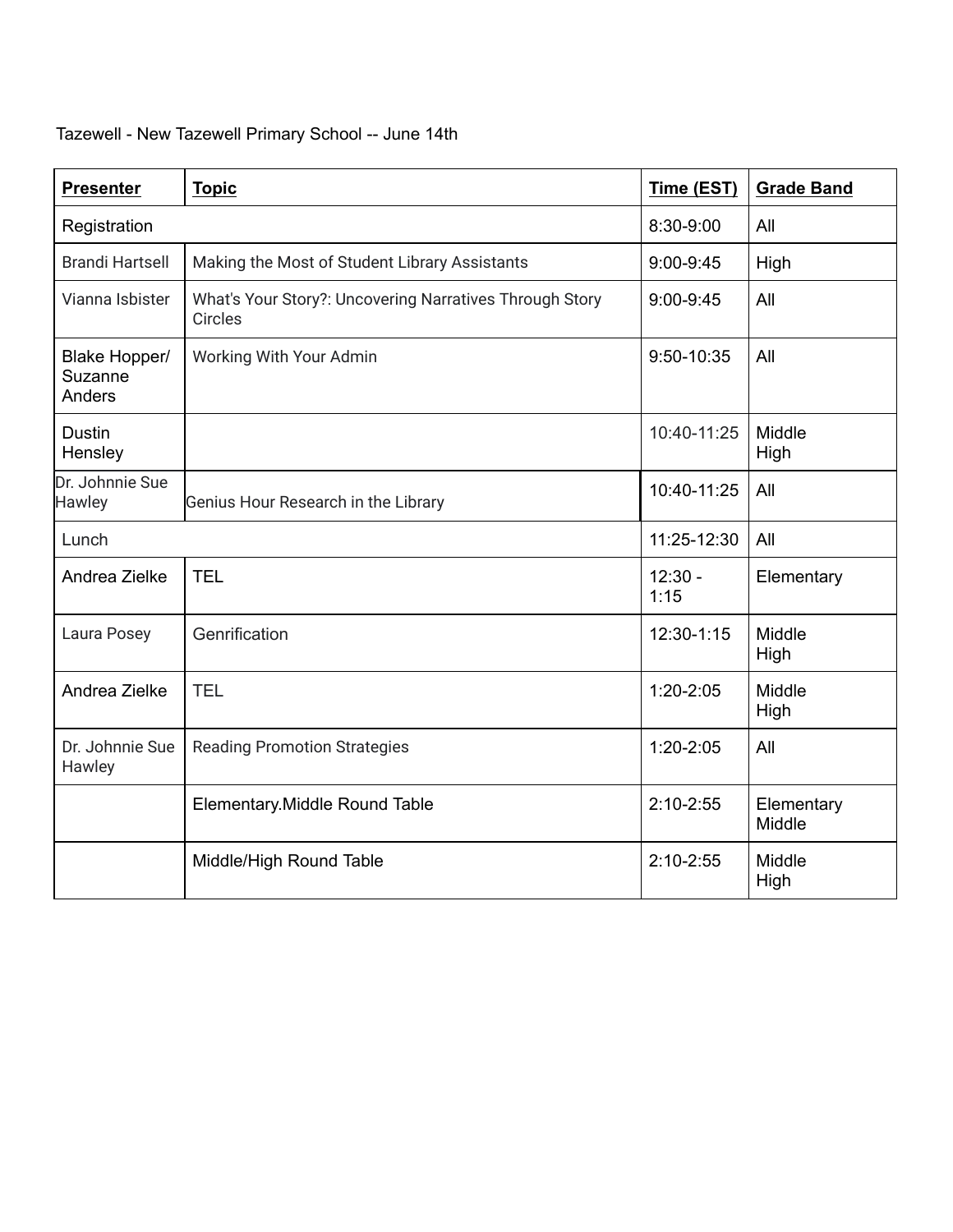Tazewell - New Tazewell Primary School -- June 14th

| **Presenter** | **Topic** | **Time (EST)** | **Grade Band** |
|---|---|---|---|
| Registration | | 8:30-9:00 | All |
| Brandi Hartsell | Making the Most of Student Library Assistants | 9:00-9:45 | High |
| Vianna Isbister | What's Your Story?: Uncovering Narratives Through Story Circles | 9:00-9:45 | All |
| Blake Hopper/ Suzanne Anders | Working With Your Admin | 9:50-10:35 | All |
| Dustin Hensley | | 10:40-11:25 | Middle High |
| Dr. Johnnie Sue Hawley | Genius Hour Research in the Library | 10:40-11:25 | All |
| Lunch | | 11:25-12:30 | All |
| Andrea Zielke | TEL | 12:30 - 1:15 | Elementary |
| Laura Posey | Genrification | 12:30-1:15 | Middle High |
| Andrea Zielke | TEL | 1:20-2:05 | Middle High |
| Dr. Johnnie Sue Hawley | Reading Promotion Strategies | 1:20-2:05 | All |
| | Elementary.Middle Round Table | 2:10-2:55 | Elementary Middle |
| | Middle/High Round Table | 2:10-2:55 | Middle High |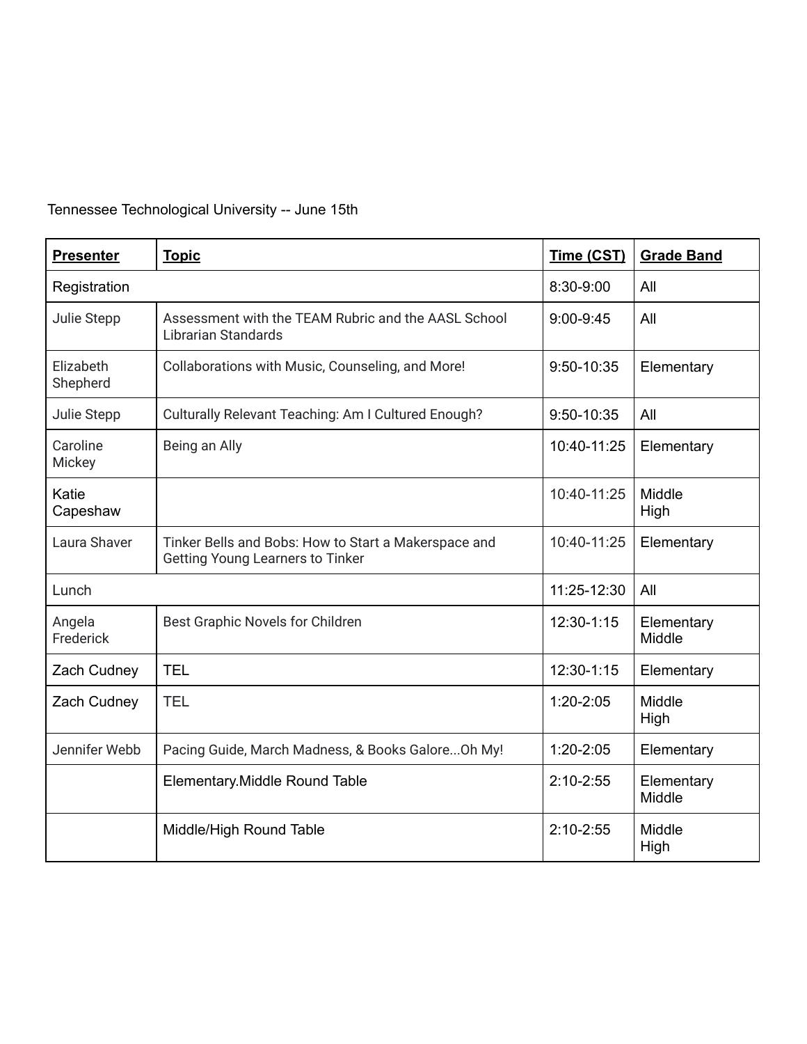Tennessee Technological University -- June 15th

| **Presenter** | **Topic** | **Time (CST)** | **Grade Band** |
|---|---|---|---|
| Registration | | 8:30-9:00 | All |
| Julie Stepp | Assessment with the TEAM Rubric and the AASL School Librarian Standards | 9:00-9:45 | All |
| Elizabeth Shepherd | Collaborations with Music, Counseling, and More! | 9:50-10:35 | Elementary |
| Julie Stepp | Culturally Relevant Teaching: Am I Cultured Enough? | 9:50-10:35 | All |
| Caroline Mickey | Being an Ally | 10:40-11:25 | Elementary |
| Katie Capeshaw | | 10:40-11:25 | Middle High |
| Laura Shaver | Tinker Bells and Bobs: How to Start a Makerspace and Getting Young Learners to Tinker | 10:40-11:25 | Elementary |
| Lunch | | 11:25-12:30 | All |
| Angela Frederick | Best Graphic Novels for Children | 12:30-1:15 | Elementary Middle |
| Zach Cudney | TEL | 12:30-1:15 | Elementary |
| Zach Cudney | TEL | 1:20-2:05 | Middle High |
| Jennifer Webb | Pacing Guide, March Madness, & Books Galore...Oh My! | 1:20-2:05 | Elementary |
| | Elementary.Middle Round Table | 2:10-2:55 | Elementary Middle |
| | Middle/High Round Table | 2:10-2:55 | Middle High |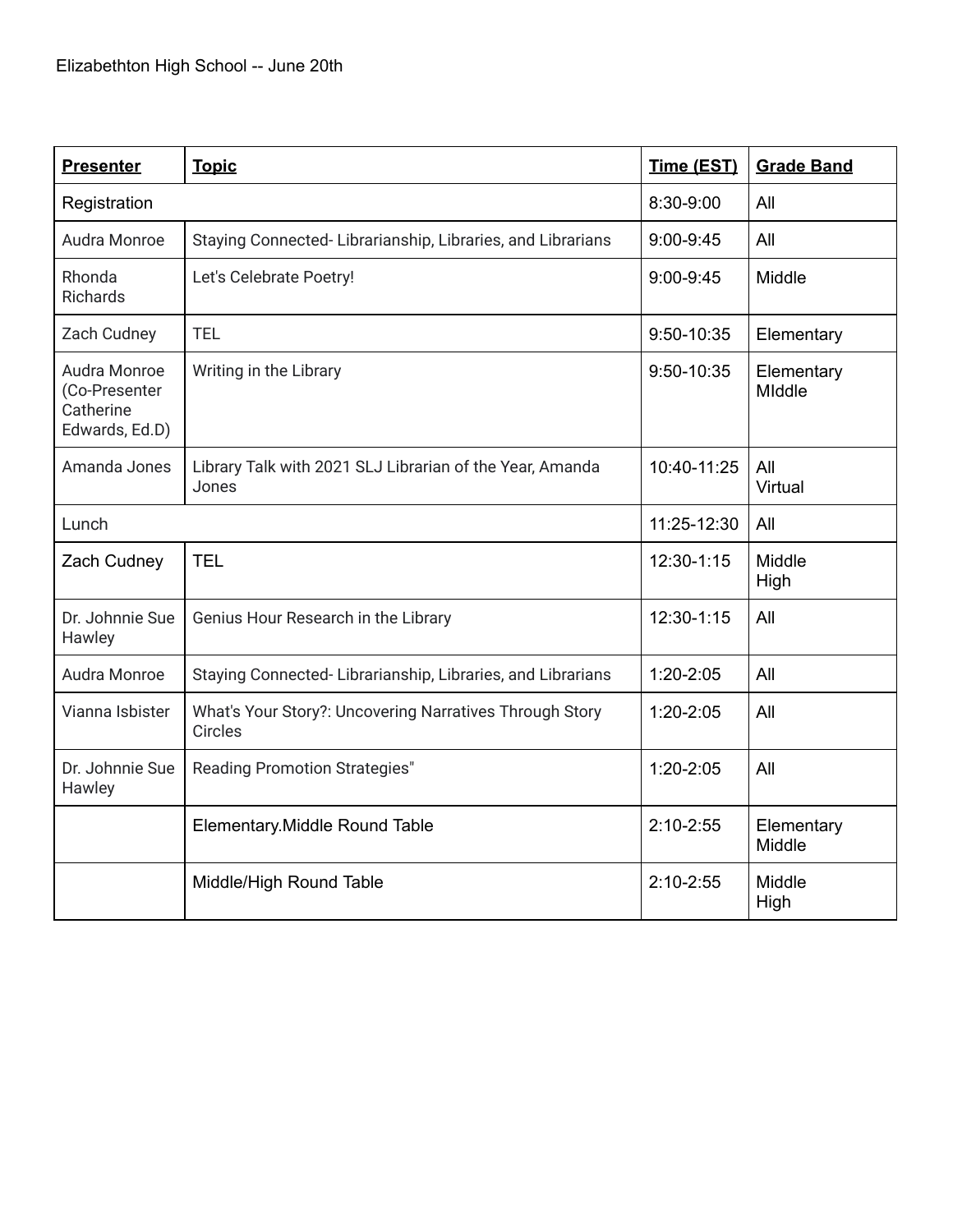Elizabethton High School -- June 20th

| **Presenter** | **Topic** | **Time (EST)** | **Grade Band** |
|---|---|---|---|
| Registration | | 8:30-9:00 | All |
| Audra Monroe | Staying Connected- Librarianship, Libraries, and Librarians | 9:00-9:45 | All |
| Rhonda Richards | Let's Celebrate Poetry! | 9:00-9:45 | Middle |
| Zach Cudney | TEL | 9:50-10:35 | Elementary |
| Audra Monroe (Co-Presenter Catherine Edwards, Ed.D) | Writing in the Library | 9:50-10:35 | Elementary MIddle |
| Amanda Jones | Library Talk with 2021 SLJ Librarian of the Year, Amanda Jones | 10:40-11:25 | All Virtual |
| Lunch | | 11:25-12:30 | All |
| Zach Cudney | TEL | 12:30-1:15 | Middle High |
| Dr. Johnnie Sue Hawley | Genius Hour Research in the Library | 12:30-1:15 | All |
| Audra Monroe | Staying Connected- Librarianship, Libraries, and Librarians | 1:20-2:05 | All |
| Vianna Isbister | What's Your Story?: Uncovering Narratives Through Story Circles | 1:20-2:05 | All |
| Dr. Johnnie Sue Hawley | Reading Promotion Strategies" | 1:20-2:05 | All |
| | Elementary.Middle Round Table | 2:10-2:55 | Elementary Middle |
| | Middle/High Round Table | 2:10-2:55 | Middle High |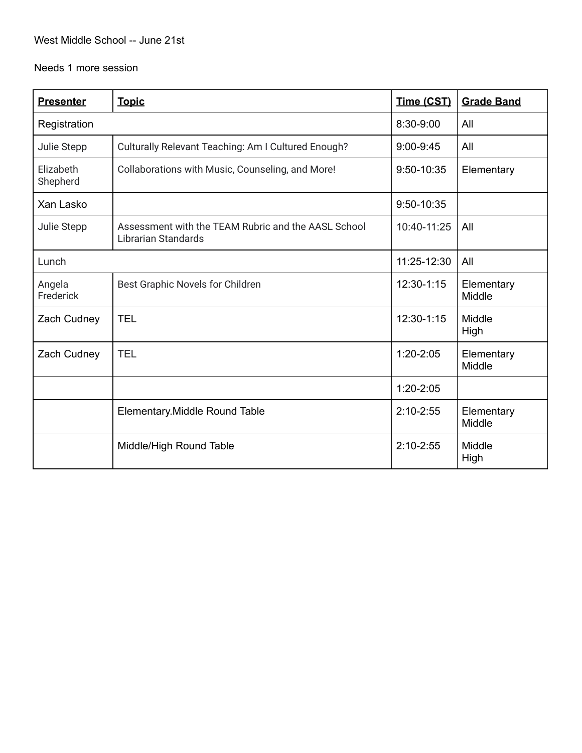West Middle School -- June 21st

Needs 1 more session

| **Presenter** | **Topic** | **Time (CST)** | **Grade Band** |
|---|---|---|---|
| Registration | | 8:30-9:00 | All |
| Julie Stepp | Culturally Relevant Teaching: Am I Cultured Enough? | 9:00-9:45 | All |
| Elizabeth Shepherd | Collaborations with Music, Counseling, and More! | 9:50-10:35 | Elementary |
| Xan Lasko | | 9:50-10:35 | |
| Julie Stepp | Assessment with the TEAM Rubric and the AASL School Librarian Standards | 10:40-11:25 | All |
| Lunch | | 11:25-12:30 | All |
| Angela Frederick | Best Graphic Novels for Children | 12:30-1:15 | Elementary Middle |
| Zach Cudney | TEL | 12:30-1:15 | Middle High |
| Zach Cudney | TEL | 1:20-2:05 | Elementary Middle |
| | | 1:20-2:05 | |
| | Elementary.Middle Round Table | 2:10-2:55 | Elementary Middle |
| | Middle/High Round Table | 2:10-2:55 | Middle High |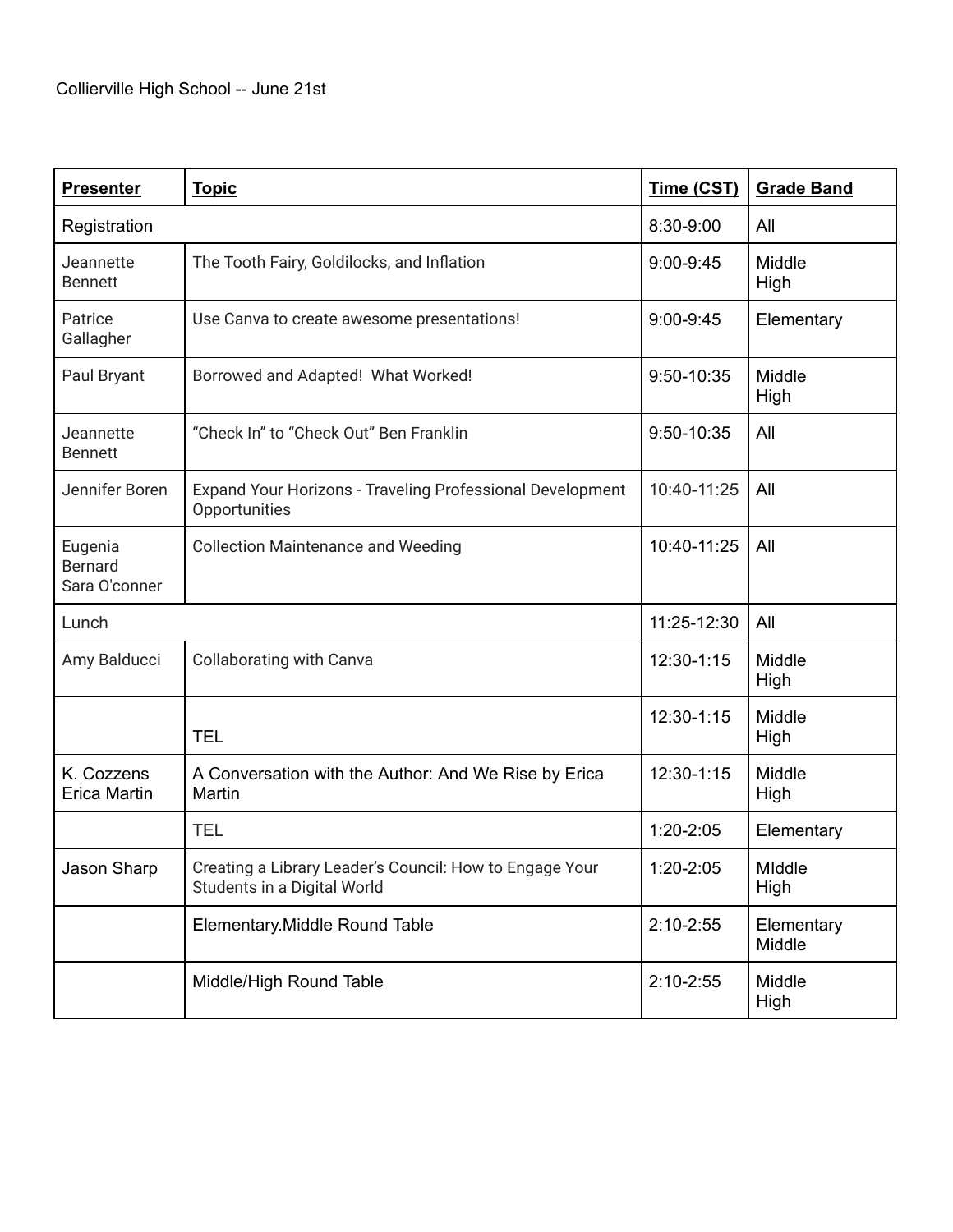Collierville High School -- June 21st

| **Presenter** | **Topic** | **Time (CST)** | **Grade Band** |
|---|---|---|---|
| Registration | | 8:30-9:00 | All |
| Jeannette Bennett | The Tooth Fairy, Goldilocks, and Inflation | 9:00-9:45 | Middle High |
| Patrice Gallagher | Use Canva to create awesome presentations! | 9:00-9:45 | Elementary |
| Paul Bryant | Borrowed and Adapted! What Worked! | 9:50-10:35 | Middle High |
| Jeannette Bennett | "Check In" to "Check Out" Ben Franklin | 9:50-10:35 | All |
| Jennifer Boren | Expand Your Horizons - Traveling Professional Development Opportunities | 10:40-11:25 | All |
| Eugenia Bernard Sara O'conner | Collection Maintenance and Weeding | 10:40-11:25 | All |
| Lunch | | 11:25-12:30 | All |
| Amy Balducci | Collaborating with Canva | 12:30-1:15 | Middle High |
| | TEL | 12:30-1:15 | Middle High |
| K. Cozzens Erica Martin | A Conversation with the Author: And We Rise by Erica Martin | 12:30-1:15 | Middle High |
| | TEL | 1:20-2:05 | Elementary |
| Jason Sharp | Creating a Library Leader's Council: How to Engage Your Students in a Digital World | 1:20-2:05 | MIddle High |
| | Elementary.Middle Round Table | 2:10-2:55 | Elementary Middle |
| | Middle/High Round Table | 2:10-2:55 | Middle High |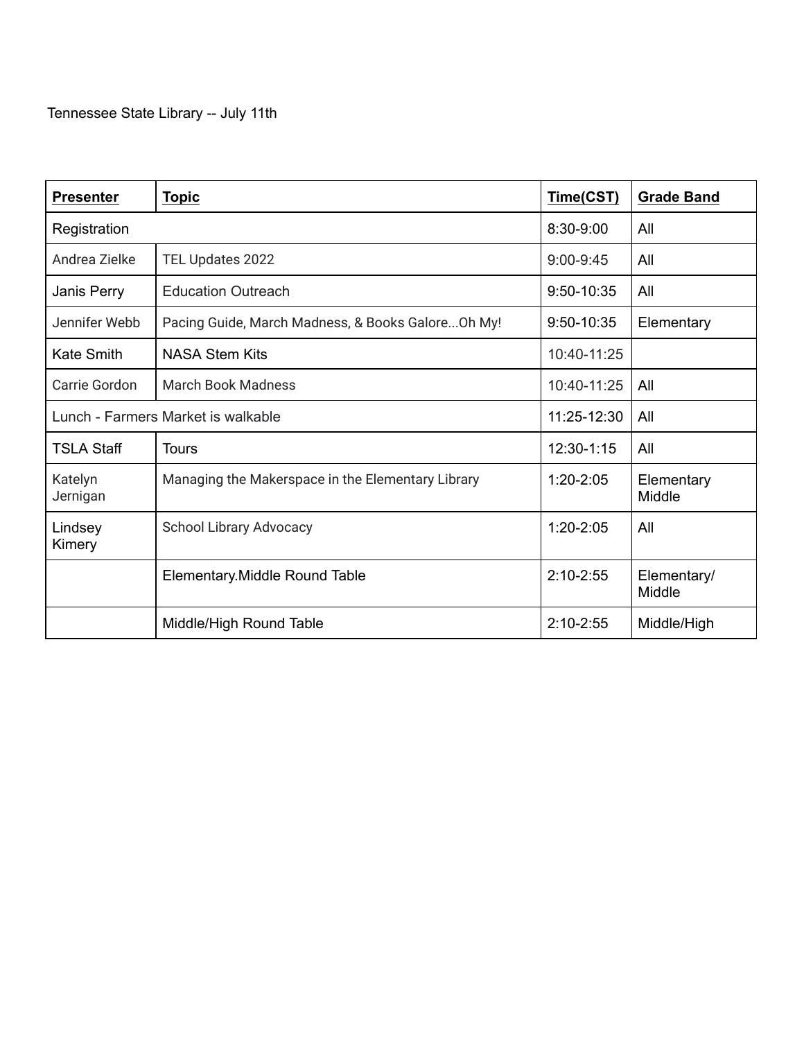Tennessee State Library -- July 11th

| **Presenter** | **Topic** | **Time(CST)** | **Grade Band** |
| --- | --- | --- | --- |
| Registration | | 8:30-9:00 | All |
| Andrea Zielke | TEL Updates 2022 | 9:00-9:45 | All |
| Janis Perry | Education Outreach | 9:50-10:35 | All |
| Jennifer Webb | Pacing Guide, March Madness, & Books Galore...Oh My! | 9:50-10:35 | Elementary |
| Kate Smith | NASA Stem Kits | 10:40-11:25 | |
| Carrie Gordon | March Book Madness | 10:40-11:25 | All |
| Lunch - Farmers Market is walkable | | 11:25-12:30 | All |
| TSLA Staff | Tours | 12:30-1:15 | All |
| Katelyn Jernigan | Managing the Makerspace in the Elementary Library | 1:20-2:05 | Elementary Middle |
| Lindsey Kimery | School Library Advocacy | 1:20-2:05 | All |
| | Elementary.Middle Round Table | 2:10-2:55 | Elementary/ Middle |
| | Middle/High Round Table | 2:10-2:55 | Middle/High |